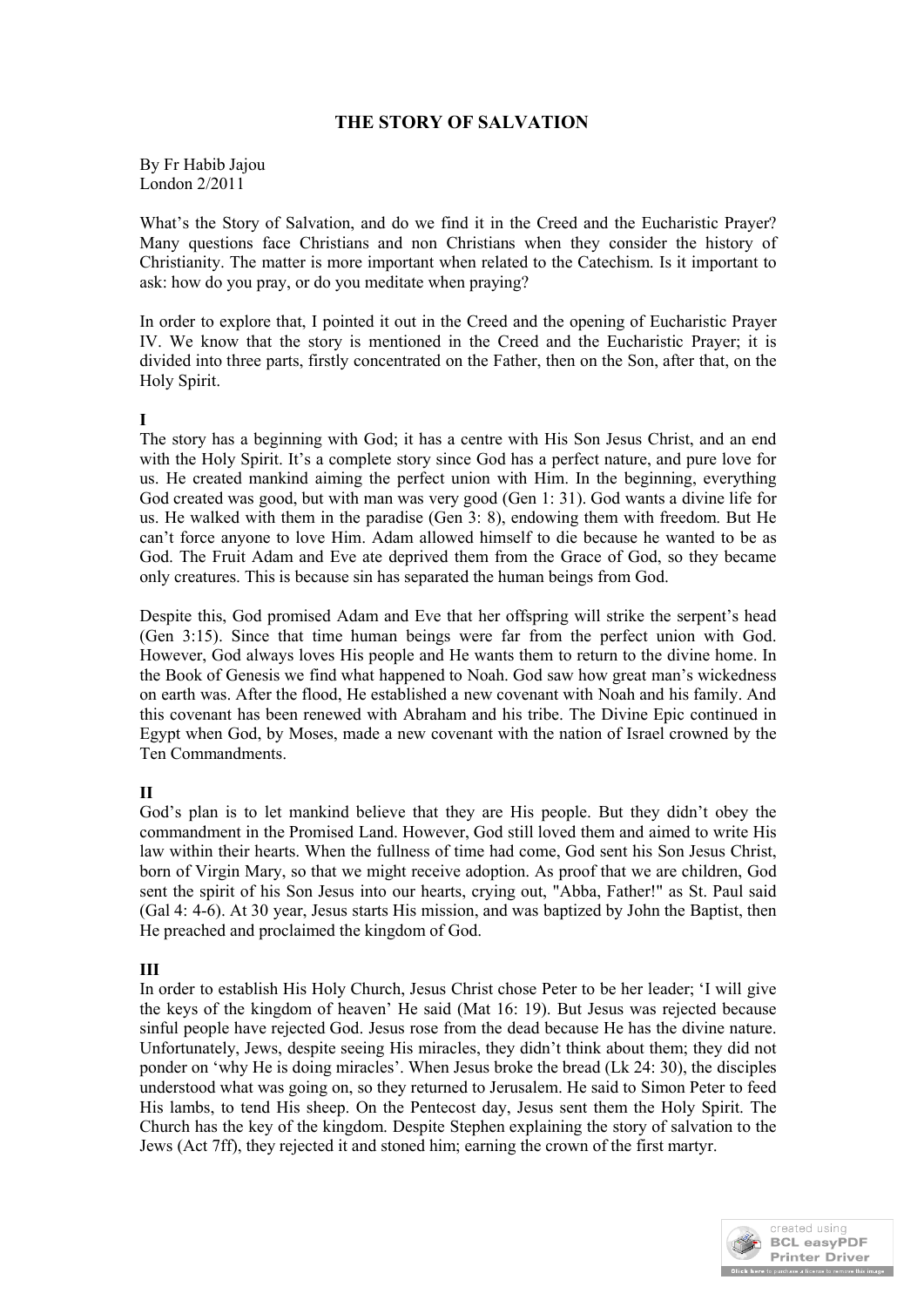# THE STORY OF SALVATION

By Fr Habib Jajou
London 2/2011

What's the Story of Salvation, and do we find it in the Creed and the Eucharistic Prayer? Many questions face Christians and non Christians when they consider the history of Christianity. The matter is more important when related to the Catechism. Is it important to ask: how do you pray, or do you meditate when praying?

In order to explore that, I pointed it out in the Creed and the opening of Eucharistic Prayer IV. We know that the story is mentioned in the Creed and the Eucharistic Prayer; it is divided into three parts, firstly concentrated on the Father, then on the Son, after that, on the Holy Spirit.

**I**

The story has a beginning with God; it has a centre with His Son Jesus Christ, and an end with the Holy Spirit. It's a complete story since God has a perfect nature, and pure love for us. He created mankind aiming the perfect union with Him. In the beginning, everything God created was good, but with man was very good (Gen 1: 31). God wants a divine life for us. He walked with them in the paradise (Gen 3: 8), endowing them with freedom. But He can't force anyone to love Him. Adam allowed himself to die because he wanted to be as God. The Fruit Adam and Eve ate deprived them from the Grace of God, so they became only creatures. This is because sin has separated the human beings from God.

Despite this, God promised Adam and Eve that her offspring will strike the serpent's head (Gen 3:15). Since that time human beings were far from the perfect union with God. However, God always loves His people and He wants them to return to the divine home. In the Book of Genesis we find what happened to Noah. God saw how great man's wickedness on earth was. After the flood, He established a new covenant with Noah and his family. And this covenant has been renewed with Abraham and his tribe. The Divine Epic continued in Egypt when God, by Moses, made a new covenant with the nation of Israel crowned by the Ten Commandments.

**II**

God's plan is to let mankind believe that they are His people. But they didn't obey the commandment in the Promised Land. However, God still loved them and aimed to write His law within their hearts. When the fullness of time had come, God sent his Son Jesus Christ, born of Virgin Mary, so that we might receive adoption. As proof that we are children, God sent the spirit of his Son Jesus into our hearts, crying out, "Abba, Father!" as St. Paul said (Gal 4: 4-6). At 30 year, Jesus starts His mission, and was baptized by John the Baptist, then He preached and proclaimed the kingdom of God.

**III**

In order to establish His Holy Church, Jesus Christ chose Peter to be her leader; 'I will give the keys of the kingdom of heaven' He said (Mat 16: 19). But Jesus was rejected because sinful people have rejected God. Jesus rose from the dead because He has the divine nature. Unfortunately, Jews, despite seeing His miracles, they didn't think about them; they did not ponder on 'why He is doing miracles'. When Jesus broke the bread (Lk 24: 30), the disciples understood what was going on, so they returned to Jerusalem. He said to Simon Peter to feed His lambs, to tend His sheep. On the Pentecost day, Jesus sent them the Holy Spirit. The Church has the key of the kingdom. Despite Stephen explaining the story of salvation to the Jews (Act 7ff), they rejected it and stoned him; earning the crown of the first martyr.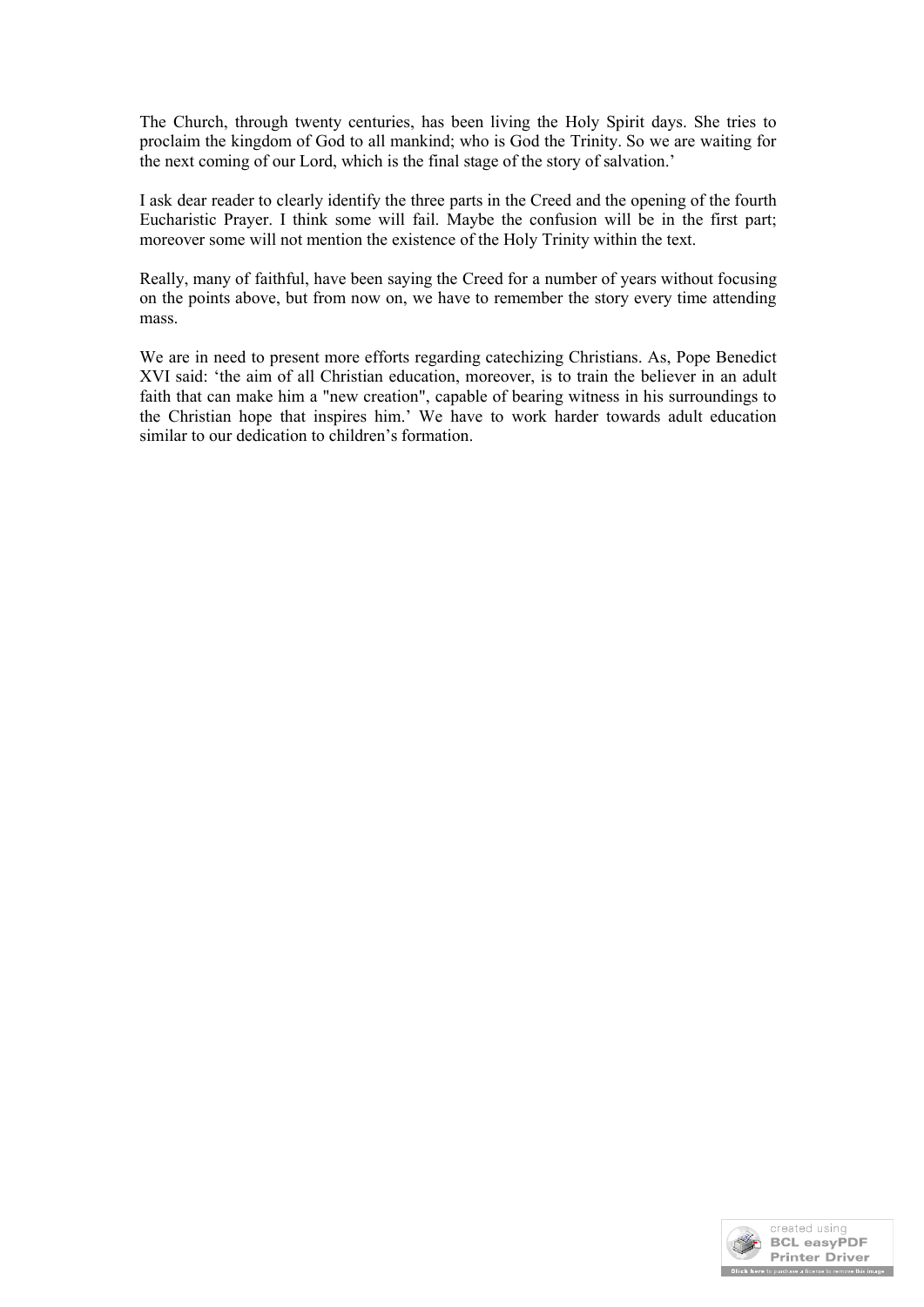The Church, through twenty centuries, has been living the Holy Spirit days. She tries to proclaim the kingdom of God to all mankind; who is God the Trinity. So we are waiting for the next coming of our Lord, which is the final stage of the story of salvation.'

I ask dear reader to clearly identify the three parts in the Creed and the opening of the fourth Eucharistic Prayer. I think some will fail. Maybe the confusion will be in the first part; moreover some will not mention the existence of the Holy Trinity within the text.

Really, many of faithful, have been saying the Creed for a number of years without focusing on the points above, but from now on, we have to remember the story every time attending mass.

We are in need to present more efforts regarding catechizing Christians. As, Pope Benedict XVI said: 'the aim of all Christian education, moreover, is to train the believer in an adult faith that can make him a "new creation", capable of bearing witness in his surroundings to the Christian hope that inspires him.' We have to work harder towards adult education similar to our dedication to children's formation.